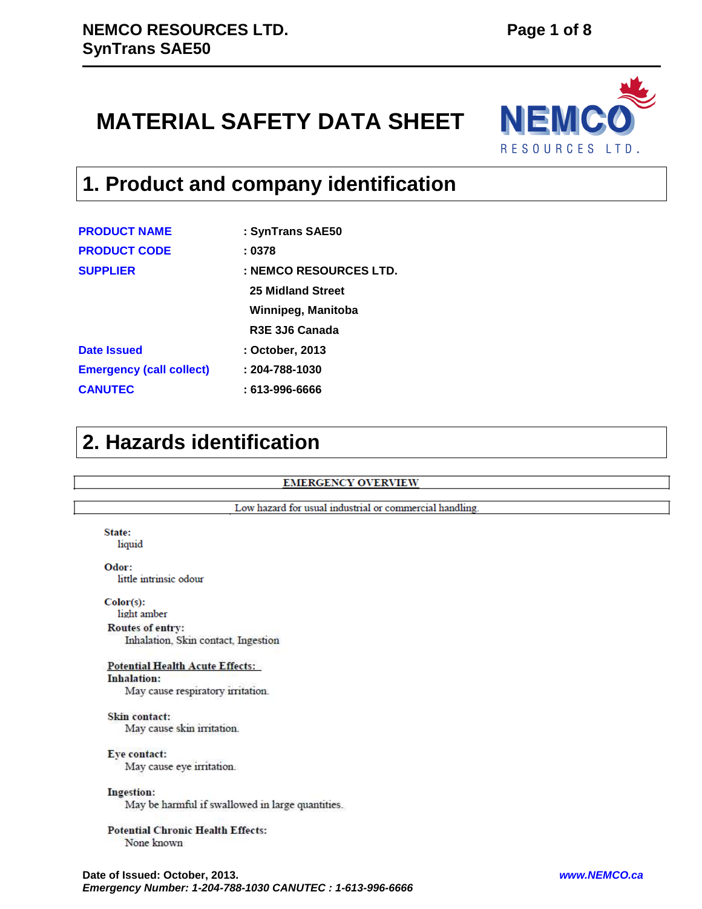# MATERIAL SAFETY DATA SHEET

## 1. Product and company identification

| | |
|---|---|
| **PRODUCT NAME** | : SynTrans SAE50 |
| **PRODUCT CODE** | : 0378 |
| **SUPPLIER** | : NEMCO RESOURCES LTD.<br>25 Midland Street<br>Winnipeg, Manitoba<br>R3E 3J6 Canada |
| **Date Issued** | : October, 2013 |
| **Emergency (call collect)** | : 204-788-1030 |
| **CANUTEC** | : 613-996-6666 |

## 2. Hazards identification

**EMERGENCY OVERVIEW**

Low hazard for usual industrial or commercial handling.

**State:**
liquid

**Odor:**
little intrinsic odour

**Color(s):**
light amber

**Routes of entry:**
Inhalation, Skin contact, Ingestion

**Potential Health Acute Effects:**

**Inhalation:**
May cause respiratory irritation.

**Skin contact:**
May cause skin irritation.

**Eye contact:**
May cause eye irritation.

**Ingestion:**
May be harmful if swallowed in large quantities.

**Potential Chronic Health Effects:**
None known

Date of Issued: October, 2013.
*Emergency Number: 1-204-788-1030 CANUTEC : 1-613-996-6666*
*www.NEMCO.ca*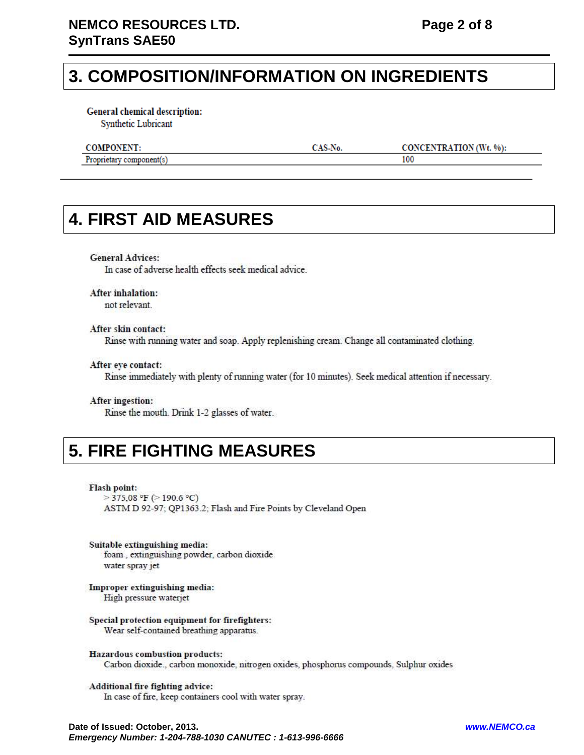## 3. COMPOSITION/INFORMATION ON INGREDIENTS

**General chemical description:**
Synthetic Lubricant

| COMPONENT: | CAS-No. | CONCENTRATION (Wt. %): |
|---|---|---|
| Proprietary component(s) | | 100 |

## 4. FIRST AID MEASURES

**General Advices:**
In case of adverse health effects seek medical advice.

**After inhalation:**
not relevant.

**After skin contact:**
Rinse with running water and soap. Apply replenishing cream. Change all contaminated clothing.

**After eye contact:**
Rinse immediately with plenty of running water (for 10 minutes). Seek medical attention if necessary.

**After ingestion:**
Rinse the mouth. Drink 1-2 glasses of water.

## 5. FIRE FIGHTING MEASURES

**Flash point:**
> 375,08 °F (> 190.6 °C)
ASTM D 92-97; QP1363.2; Flash and Fire Points by Cleveland Open

**Suitable extinguishing media:**
foam , extinguishing powder, carbon dioxide
water spray jet

**Improper extinguishing media:**
High pressure waterjet

**Special protection equipment for firefighters:**
Wear self-contained breathing apparatus.

**Hazardous combustion products:**
Carbon dioxide., carbon monoxide, nitrogen oxides, phosphorus compounds, Sulphur oxides

**Additional fire fighting advice:**
In case of fire, keep containers cool with water spray.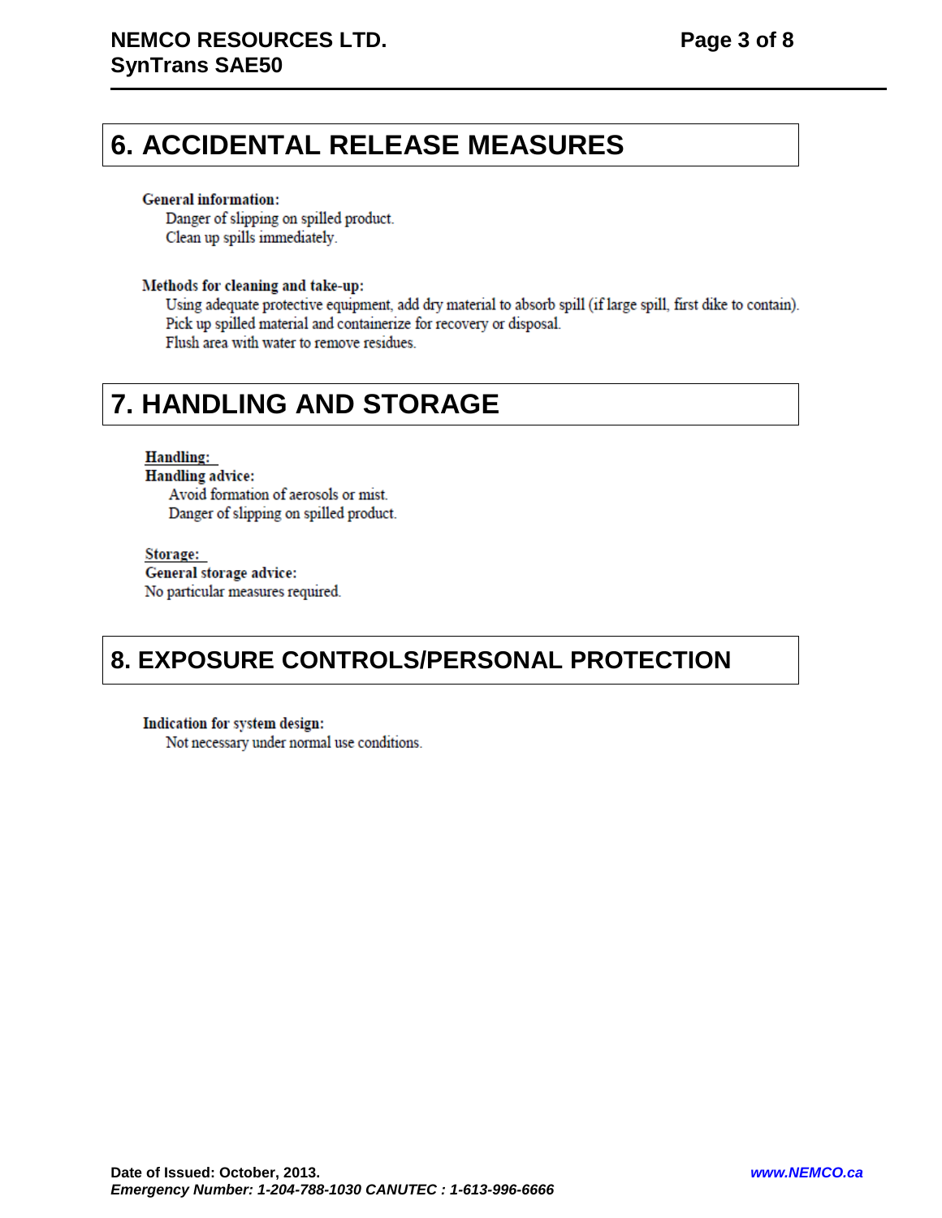## 6. ACCIDENTAL RELEASE MEASURES

**General information:**

Danger of slipping on spilled product.
Clean up spills immediately.

**Methods for cleaning and take-up:**

Using adequate protective equipment, add dry material to absorb spill (if large spill, first dike to contain).
Pick up spilled material and containerize for recovery or disposal.
Flush area with water to remove residues.

## 7. HANDLING AND STORAGE

**Handling:**

**Handling advice:**

Avoid formation of aerosols or mist.
Danger of slipping on spilled product.

**Storage:**

**General storage advice:**

No particular measures required.

## 8. EXPOSURE CONTROLS/PERSONAL PROTECTION

**Indication for system design:**

Not necessary under normal use conditions.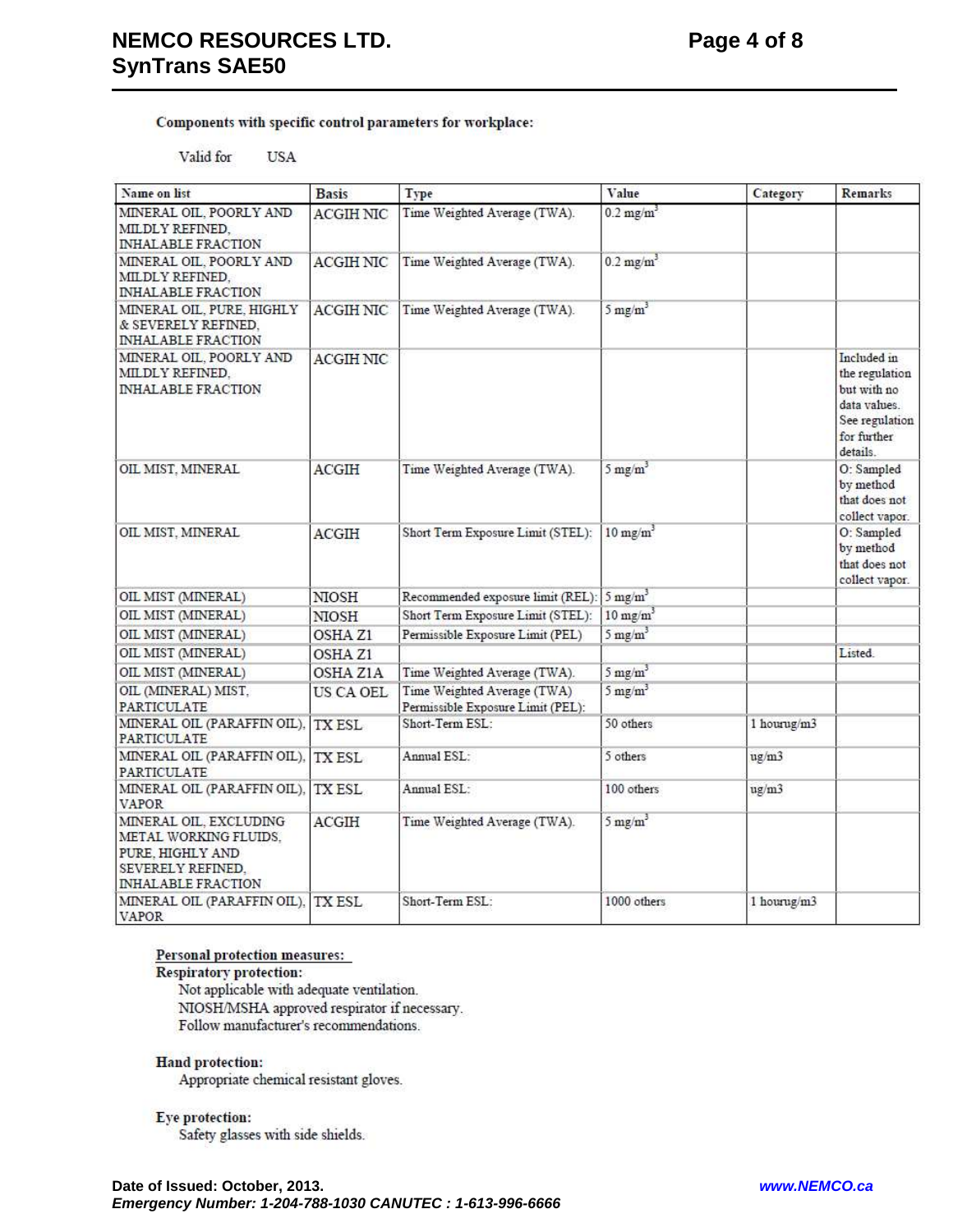**Components with specific control parameters for workplace:**

Valid for USA

| Name on list | Basis | Type | Value | Category | Remarks |
|---|---|---|---|---|---|
| MINERAL OIL, POORLY AND MILDLY REFINED, INHALABLE FRACTION | ACGIH NIC | Time Weighted Average (TWA). | 0.2 mg/m$^3$ | | |
| MINERAL OIL, POORLY AND MILDLY REFINED, INHALABLE FRACTION | ACGIH NIC | Time Weighted Average (TWA). | 0.2 mg/m$^3$ | | |
| MINERAL OIL, PURE, HIGHLY & SEVERELY REFINED, INHALABLE FRACTION | ACGIH NIC | Time Weighted Average (TWA). | 5 mg/m$^3$ | | |
| MINERAL OIL, POORLY AND MILDLY REFINED, INHALABLE FRACTION | ACGIH NIC | | | | Included in the regulation but with no data values. See regulation for further details. |
| OIL MIST, MINERAL | ACGIH | Time Weighted Average (TWA). | 5 mg/m$^3$ | | O: Sampled by method that does not collect vapor. |
| OIL MIST, MINERAL | ACGIH | Short Term Exposure Limit (STEL): | 10 mg/m$^3$ | | O: Sampled by method that does not collect vapor. |
| OIL MIST (MINERAL) | NIOSH | Recommended exposure limit (REL): | 5 mg/m$^3$ | | |
| OIL MIST (MINERAL) | NIOSH | Short Term Exposure Limit (STEL): | 10 mg/m$^3$ | | |
| OIL MIST (MINERAL) | OSHA Z1 | Permissible Exposure Limit (PEL) | 5 mg/m$^3$ | | |
| OIL MIST (MINERAL) | OSHA Z1 | | | | Listed. |
| OIL MIST (MINERAL) | OSHA Z1A | Time Weighted Average (TWA). | 5 mg/m$^3$ | | |
| OIL (MINERAL) MIST, PARTICULATE | US CA OEL | Time Weighted Average (TWA) Permissible Exposure Limit (PEL): | 5 mg/m$^3$ | | |
| MINERAL OIL (PARAFFIN OIL), PARTICULATE | TX ESL | Short-Term ESL: | 50 others | 1 hourug/m3 | |
| MINERAL OIL (PARAFFIN OIL), PARTICULATE | TX ESL | Annual ESL: | 5 others | ug/m3 | |
| MINERAL OIL (PARAFFIN OIL), VAPOR | TX ESL | Annual ESL: | 100 others | ug/m3 | |
| MINERAL OIL, EXCLUDING METAL WORKING FLUIDS, PURE, HIGHLY AND SEVERELY REFINED, INHALABLE FRACTION | ACGIH | Time Weighted Average (TWA). | 5 mg/m$^3$ | | |
| MINERAL OIL (PARAFFIN OIL), VAPOR | TX ESL | Short-Term ESL: | 1000 others | 1 hourug/m3 | |

**Personal protection measures:**

**Respiratory protection:**

Not applicable with adequate ventilation.
NIOSH/MSHA approved respirator if necessary.
Follow manufacturer's recommendations.

**Hand protection:**

Appropriate chemical resistant gloves.

**Eye protection:**

Safety glasses with side shields.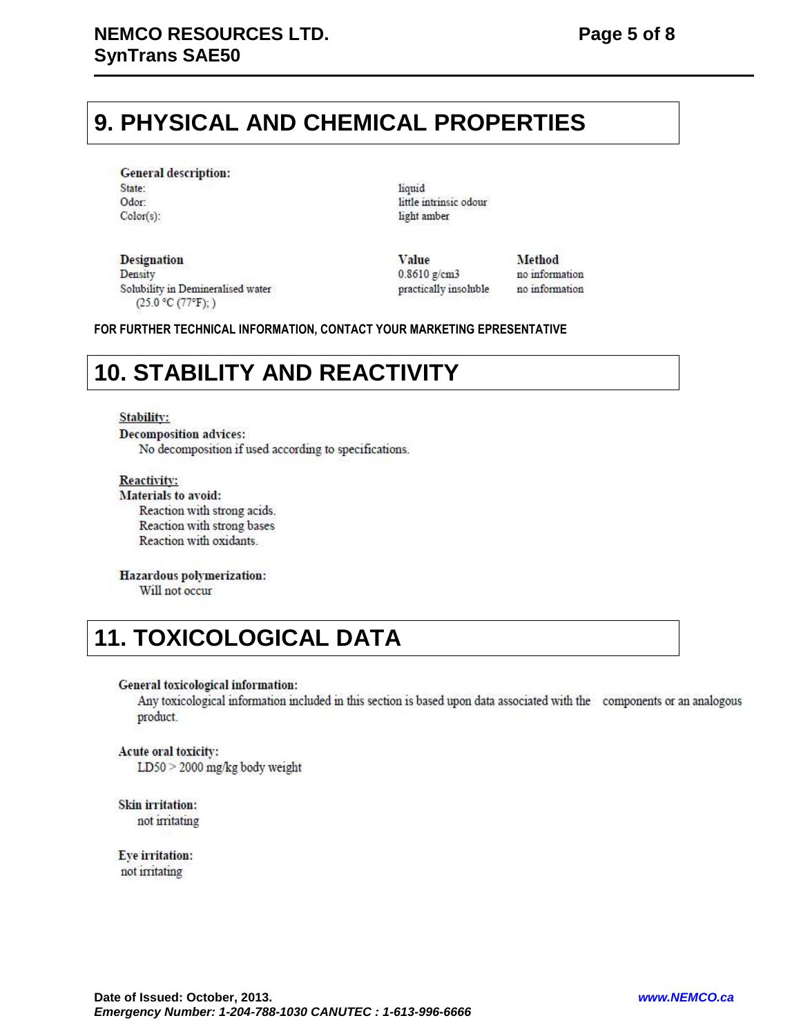## 9. PHYSICAL AND CHEMICAL PROPERTIES

**General description:**

| | |
|---|---|
| State: | liquid |
| Odor: | little intrinsic odour |
| Color(s): | light amber |

| Designation | Value | Method |
|---|---|---|
| Density | 0.8610 g/cm3 | no information |
| Solubility in Demineralised water (25.0 °C (77°F); ) | practically insoluble | no information |

**FOR FURTHER TECHNICAL INFORMATION, CONTACT YOUR MARKETING EPRESENTATIVE**

## 10. STABILITY AND REACTIVITY

**Stability:**

**Decomposition advices:**
No decomposition if used according to specifications.

**Reactivity:**

**Materials to avoid:**
Reaction with strong acids.
Reaction with strong bases
Reaction with oxidants.

**Hazardous polymerization:**
Will not occur

## 11. TOXICOLOGICAL DATA

**General toxicological information:**
Any toxicological information included in this section is based upon data associated with the components or an analogous product.

**Acute oral toxicity:**
LD50 > 2000 mg/kg body weight

**Skin irritation:**
not irritating

**Eye irritation:**
not irritating

Date of Issued: October, 2013.
*Emergency Number: 1-204-788-1030 CANUTEC : 1-613-996-6666*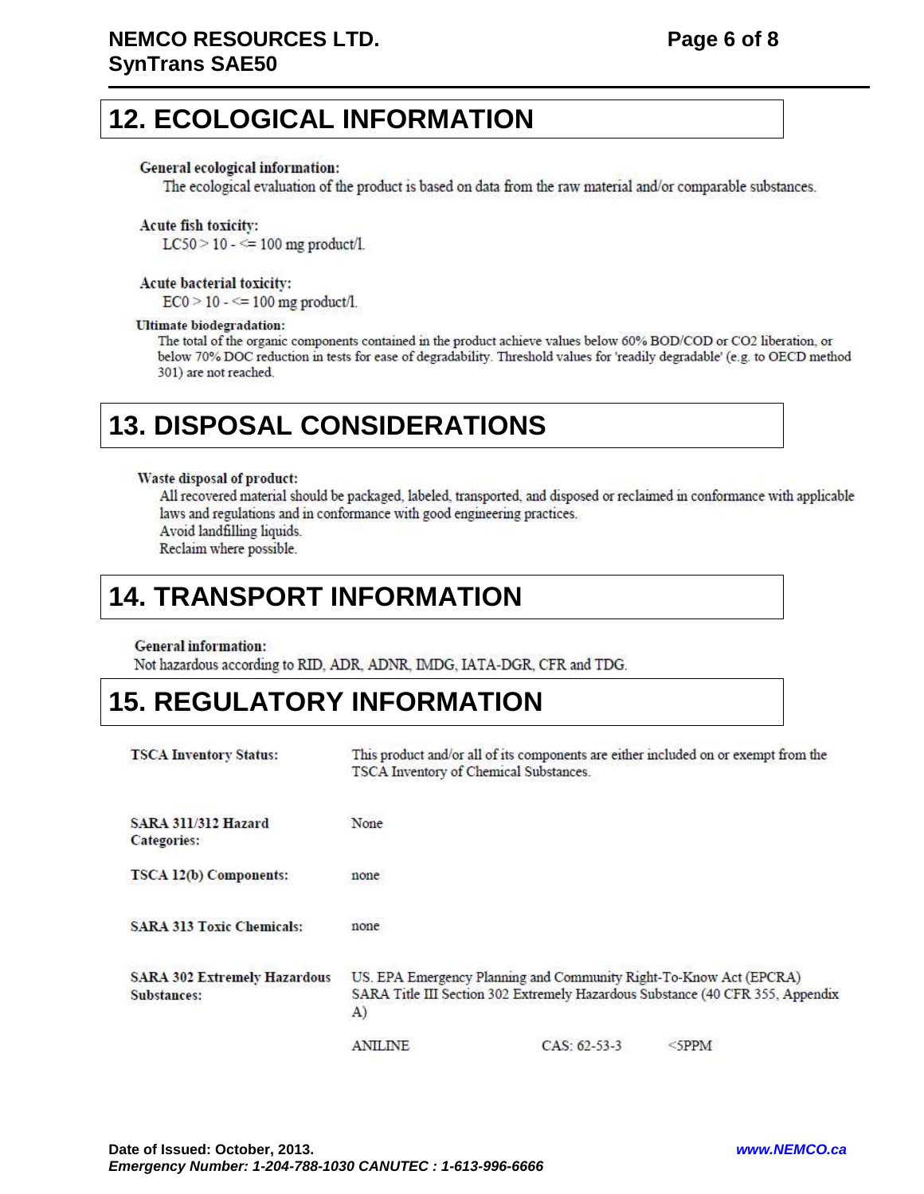## 12. ECOLOGICAL INFORMATION

**General ecological information:**

The ecological evaluation of the product is based on data from the raw material and/or comparable substances.

**Acute fish toxicity:**

LC50 > 10 - <= 100 mg product/l.

**Acute bacterial toxicity:**

EC0 > 10 - <= 100 mg product/l.

**Ultimate biodegradation:**

The total of the organic components contained in the product achieve values below 60% BOD/COD or CO2 liberation, or below 70% DOC reduction in tests for ease of degradability. Threshold values for 'readily degradable' (e.g. to OECD method 301) are not reached.

## 13. DISPOSAL CONSIDERATIONS

**Waste disposal of product:**

All recovered material should be packaged, labeled, transported, and disposed or reclaimed in conformance with applicable laws and regulations and in conformance with good engineering practices.
Avoid landfilling liquids.
Reclaim where possible.

## 14. TRANSPORT INFORMATION

**General information:**

Not hazardous according to RID, ADR, ADNR, IMDG, IATA-DGR, CFR and TDG.

## 15. REGULATORY INFORMATION

| | | | |
|---|---|---|---|
| **TSCA Inventory Status:** | This product and/or all of its components are either included on or exempt from the TSCA Inventory of Chemical Substances. | | |
| **SARA 311/312 Hazard Categories:** | None | | |
| **TSCA 12(b) Components:** | none | | |
| **SARA 313 Toxic Chemicals:** | none | | |
| **SARA 302 Extremely Hazardous Substances:** | US. EPA Emergency Planning and Community Right-To-Know Act (EPCRA) SARA Title III Section 302 Extremely Hazardous Substance (40 CFR 355, Appendix A) | | |
| | ANILINE | CAS: 62-53-3 | <5PPM |

Date of Issued: October, 2013.

*Emergency Number: 1-204-788-1030 CANUTEC : 1-613-996-6666*

*www.NEMCO.ca*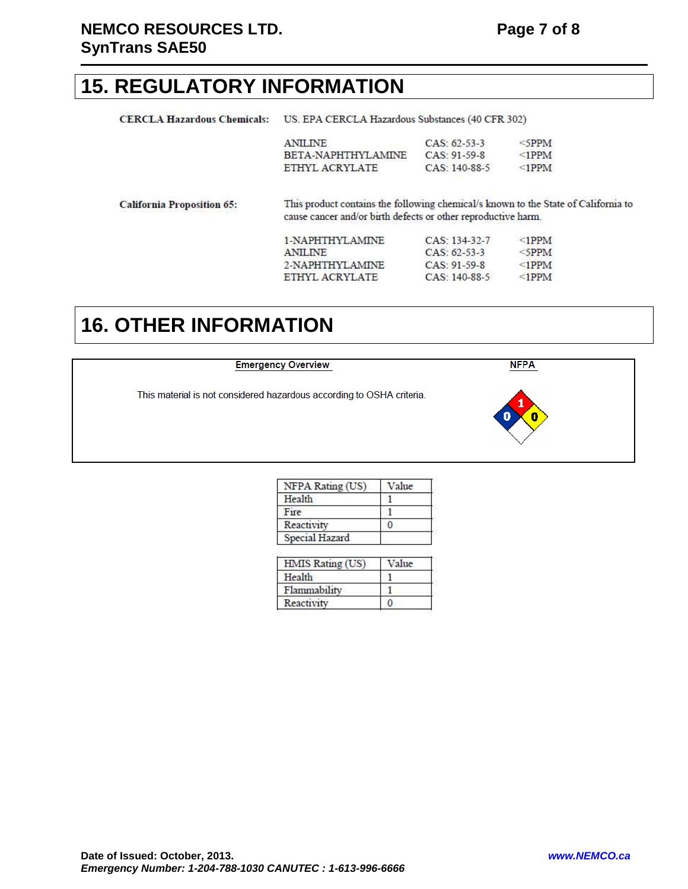## 15. REGULATORY INFORMATION

**CERCLA Hazardous Chemicals:** US. EPA CERCLA Hazardous Substances (40 CFR 302)

| | | |
|---|---|---|
| ANILINE | CAS: 62-53-3 | <5PPM |
| BETA-NAPHTHYLAMINE | CAS: 91-59-8 | <1PPM |
| ETHYL ACRYLATE | CAS: 140-88-5 | <1PPM |

**California Proposition 65:** This product contains the following chemical/s known to the State of California to cause cancer and/or birth defects or other reproductive harm.

| | | |
|---|---|---|
| 1-NAPHTHYLAMINE | CAS: 134-32-7 | <1PPM |
| ANILINE | CAS: 62-53-3 | <5PPM |
| 2-NAPHTHYLAMINE | CAS: 91-59-8 | <1PPM |
| ETHYL ACRYLATE | CAS: 140-88-5 | <1PPM |

## 16. OTHER INFORMATION

**Emergency Overview**

This material is not considered hazardous according to OSHA criteria.

**NFPA**

| NFPA Rating (US) | Value |
|---|---|
| Health | 1 |
| Fire | 1 |
| Reactivity | 0 |
| Special Hazard | |

| HMIS Rating (US) | Value |
|---|---|
| Health | 1 |
| Flammability | 1 |
| Reactivity | 0 |

**Date of Issued: October, 2013.**

***Emergency Number: 1-204-788-1030 CANUTEC : 1-613-996-6666***

***www.NEMCO.ca***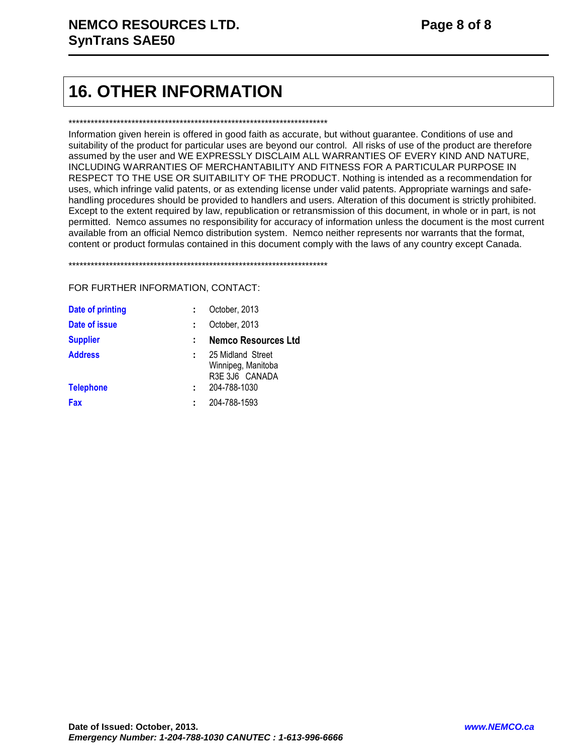# 16. OTHER INFORMATION

************************************************************************

Information given herein is offered in good faith as accurate, but without guarantee. Conditions of use and suitability of the product for particular uses are beyond our control. All risks of use of the product are therefore assumed by the user and WE EXPRESSLY DISCLAIM ALL WARRANTIES OF EVERY KIND AND NATURE, INCLUDING WARRANTIES OF MERCHANTABILITY AND FITNESS FOR A PARTICULAR PURPOSE IN RESPECT TO THE USE OR SUITABILITY OF THE PRODUCT. Nothing is intended as a recommendation for uses, which infringe valid patents, or as extending license under valid patents. Appropriate warnings and safe-handling procedures should be provided to handlers and users. Alteration of this document is strictly prohibited. Except to the extent required by law, republication or retransmission of this document, in whole or in part, is not permitted. Nemco assumes no responsibility for accuracy of information unless the document is the most current available from an official Nemco distribution system. Nemco neither represents nor warrants that the format, content or product formulas contained in this document comply with the laws of any country except Canada.

************************************************************************

FOR FURTHER INFORMATION, CONTACT:

| | | |
|---|---|---|
| **Date of printing** | : | October, 2013 |
| **Date of issue** | : | October, 2013 |
| **Supplier** | : | **Nemco Resources Ltd** |
| **Address** | : | 25 Midland Street<br>Winnipeg, Manitoba<br>R3E 3J6 CANADA |
| **Telephone** | : | 204-788-1030 |
| **Fax** | : | 204-788-1593 |

**Date of Issued: October, 2013.**
***Emergency Number: 1-204-788-1030 CANUTEC : 1-613-996-6666***
***www.NEMCO.ca***